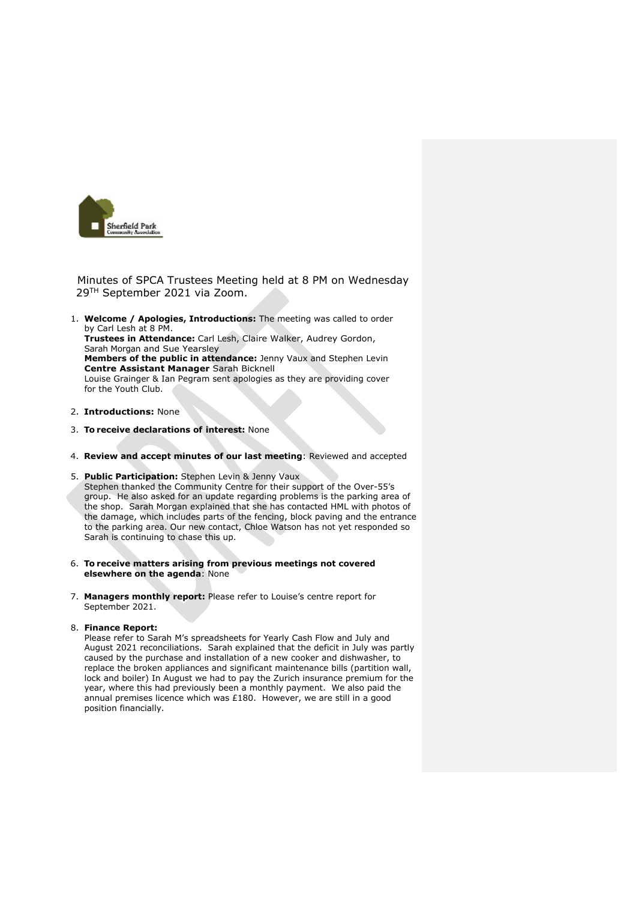Minutes of SPCA Trustees Meeting held at 8 PM on Wednesday 29TH September 2021 via Zoom.

1. **Welcome / Apologies, Introductions:** The meeting was called to order by Carl Lesh at 8 PM.
   **Trustees in Attendance:** Carl Lesh, Claire Walker, Audrey Gordon, Sarah Morgan and Sue Yearsley
   **Members of the public in attendance:** Jenny Vaux and Stephen Levin
   **Centre Assistant Manager** Sarah Bicknell
   Louise Grainger & Ian Pegram sent apologies as they are providing cover for the Youth Club.

2. **Introductions:** None

3. **To receive declarations of interest:** None

4. **Review and accept minutes of our last meeting**: Reviewed and accepted

5. **Public Participation:** Stephen Levin & Jenny Vaux
   Stephen thanked the Community Centre for their support of the Over-55's group. He also asked for an update regarding problems is the parking area of the shop. Sarah Morgan explained that she has contacted HML with photos of the damage, which includes parts of the fencing, block paving and the entrance to the parking area. Our new contact, Chloe Watson has not yet responded so Sarah is continuing to chase this up.

6. **To receive matters arising from previous meetings not covered elsewhere on the agenda**: None

7. **Managers monthly report:** Please refer to Louise's centre report for September 2021.

8. **Finance Report:**
   Please refer to Sarah M's spreadsheets for Yearly Cash Flow and July and August 2021 reconciliations. Sarah explained that the deficit in July was partly caused by the purchase and installation of a new cooker and dishwasher, to replace the broken appliances and significant maintenance bills (partition wall, lock and boiler) In August we had to pay the Zurich insurance premium for the year, where this had previously been a monthly payment. We also paid the annual premises licence which was £180. However, we are still in a good position financially.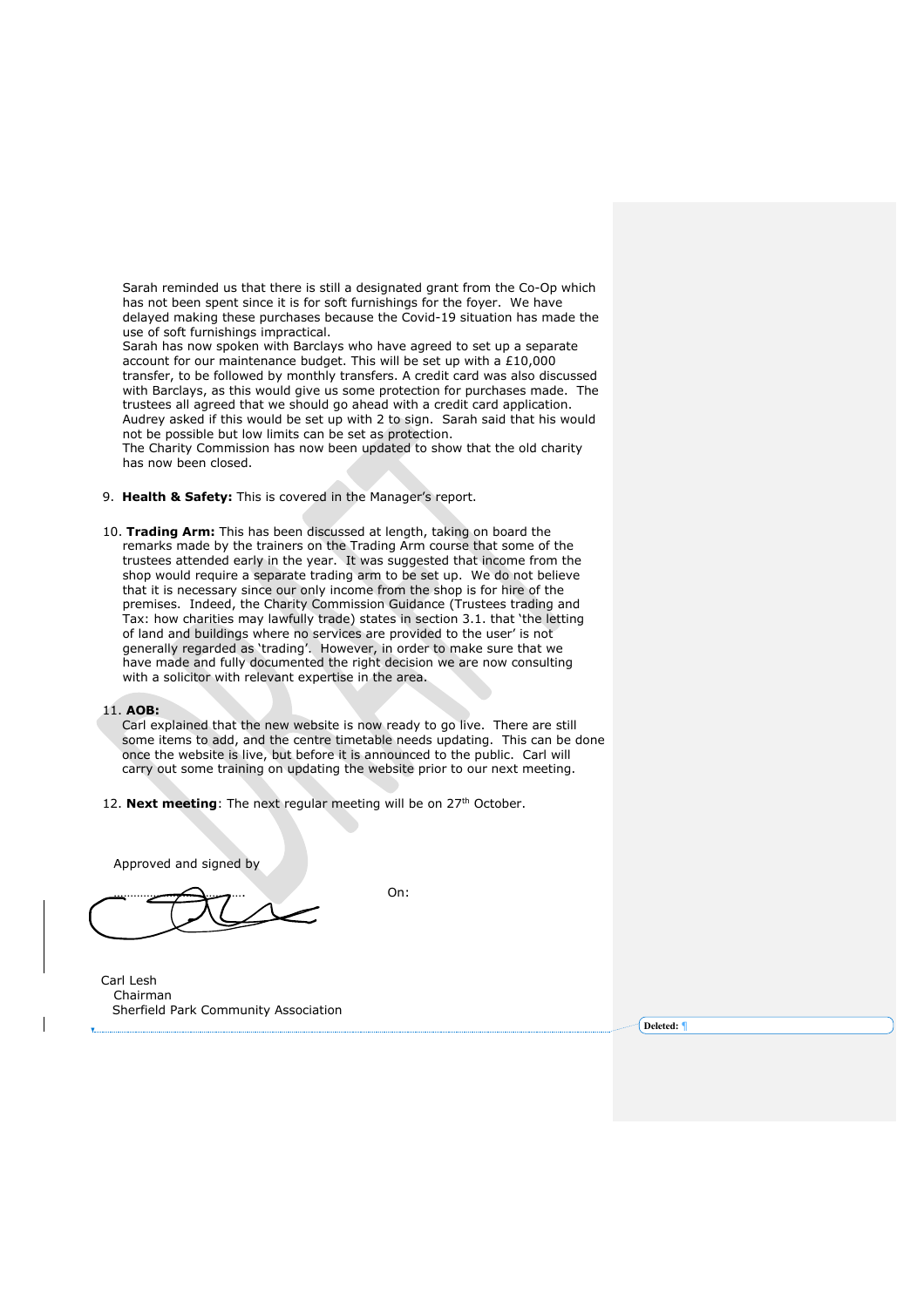Sarah reminded us that there is still a designated grant from the Co-Op which has not been spent since it is for soft furnishings for the foyer. We have delayed making these purchases because the Covid-19 situation has made the use of soft furnishings impractical.
Sarah has now spoken with Barclays who have agreed to set up a separate account for our maintenance budget. This will be set up with a £10,000 transfer, to be followed by monthly transfers. A credit card was also discussed with Barclays, as this would give us some protection for purchases made. The trustees all agreed that we should go ahead with a credit card application. Audrey asked if this would be set up with 2 to sign. Sarah said that his would not be possible but low limits can be set as protection.
The Charity Commission has now been updated to show that the old charity has now been closed.

9. **Health & Safety:** This is covered in the Manager's report.

10. **Trading Arm:** This has been discussed at length, taking on board the remarks made by the trainers on the Trading Arm course that some of the trustees attended early in the year. It was suggested that income from the shop would require a separate trading arm to be set up. We do not believe that it is necessary since our only income from the shop is for hire of the premises. Indeed, the Charity Commission Guidance (Trustees trading and Tax: how charities may lawfully trade) states in section 3.1. that 'the letting of land and buildings where no services are provided to the user' is not generally regarded as 'trading'. However, in order to make sure that we have made and fully documented the right decision we are now consulting with a solicitor with relevant expertise in the area.

11. **AOB:**
Carl explained that the new website is now ready to go live. There are still some items to add, and the centre timetable needs updating. This can be done once the website is live, but before it is announced to the public. Carl will carry out some training on updating the website prior to our next meeting.

12. **Next meeting**: The next regular meeting will be on 27th October.

Approved and signed by

……………………………………. On:

Carl Lesh
Chairman
Sherfield Park Community Association

Deleted: ¶